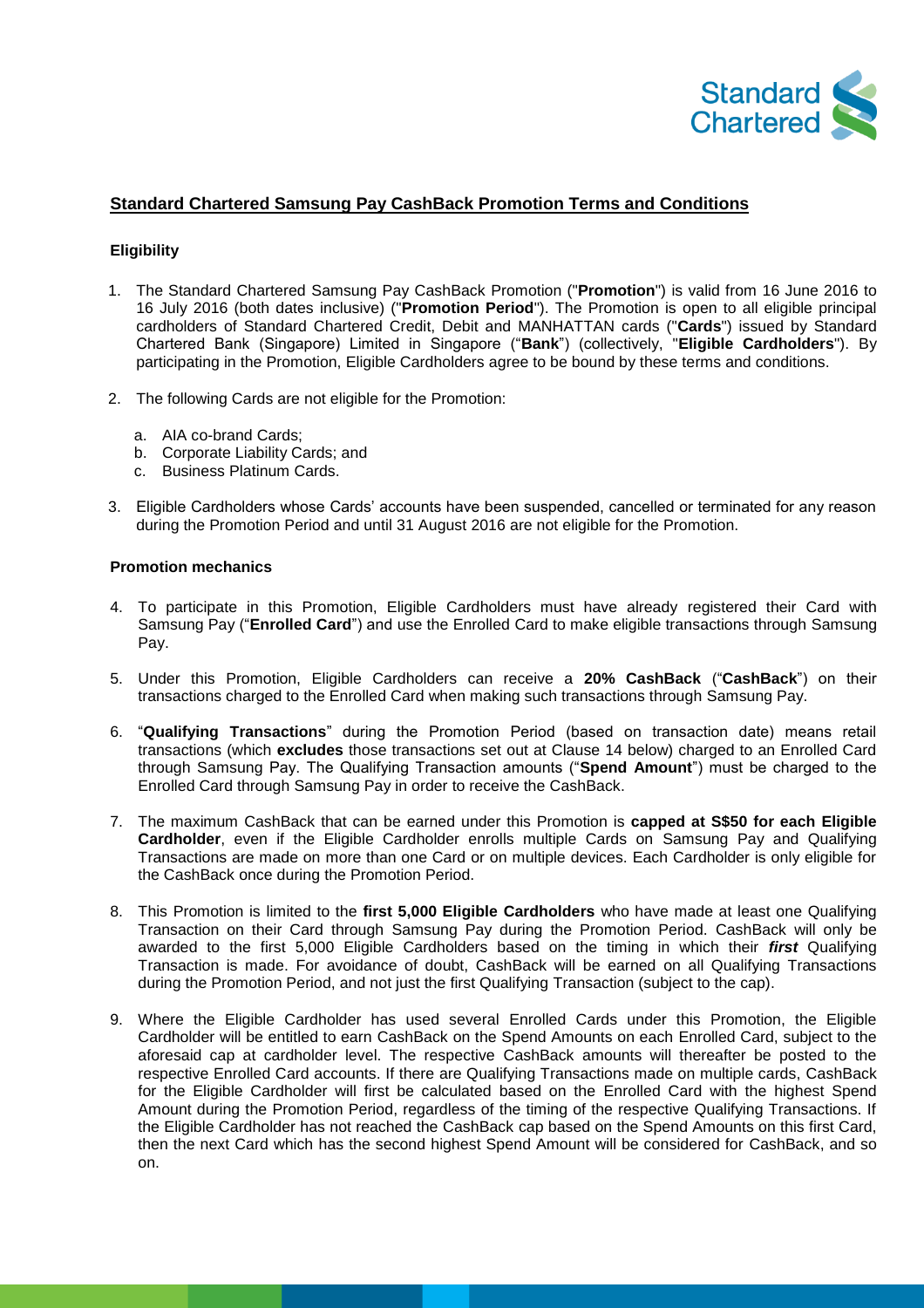## Standard Chartered Samsung Pay CashBack Promotion Terms and Conditions

### Eligibility

1. The Standard Chartered Samsung Pay CashBack Promotion ("**Promotion**") is valid from 16 June 2016 to 16 July 2016 (both dates inclusive) ("**Promotion Period**"). The Promotion is open to all eligible principal cardholders of Standard Chartered Credit, Debit and MANHATTAN cards ("**Cards**") issued by Standard Chartered Bank (Singapore) Limited in Singapore ("**Bank**") (collectively, "**Eligible Cardholders**"). By participating in the Promotion, Eligible Cardholders agree to be bound by these terms and conditions.

2. The following Cards are not eligible for the Promotion:
   a. AIA co-brand Cards;
   b. Corporate Liability Cards; and
   c. Business Platinum Cards.

3. Eligible Cardholders whose Cards' accounts have been suspended, cancelled or terminated for any reason during the Promotion Period and until 31 August 2016 are not eligible for the Promotion.

### Promotion mechanics

4. To participate in this Promotion, Eligible Cardholders must have already registered their Card with Samsung Pay ("**Enrolled Card**") and use the Enrolled Card to make eligible transactions through Samsung Pay.

5. Under this Promotion, Eligible Cardholders can receive a **20% CashBack** ("**CashBack**") on their transactions charged to the Enrolled Card when making such transactions through Samsung Pay.

6. "**Qualifying Transactions**" during the Promotion Period (based on transaction date) means retail transactions (which **excludes** those transactions set out at Clause 14 below) charged to an Enrolled Card through Samsung Pay. The Qualifying Transaction amounts ("**Spend Amount**") must be charged to the Enrolled Card through Samsung Pay in order to receive the CashBack.

7. The maximum CashBack that can be earned under this Promotion is **capped at S$50 for each Eligible Cardholder**, even if the Eligible Cardholder enrolls multiple Cards on Samsung Pay and Qualifying Transactions are made on more than one Card or on multiple devices. Each Cardholder is only eligible for the CashBack once during the Promotion Period.

8. This Promotion is limited to the **first 5,000 Eligible Cardholders** who have made at least one Qualifying Transaction on their Card through Samsung Pay during the Promotion Period. CashBack will only be awarded to the first 5,000 Eligible Cardholders based on the timing in which their ***first*** Qualifying Transaction is made. For avoidance of doubt, CashBack will be earned on all Qualifying Transactions during the Promotion Period, and not just the first Qualifying Transaction (subject to the cap).

9. Where the Eligible Cardholder has used several Enrolled Cards under this Promotion, the Eligible Cardholder will be entitled to earn CashBack on the Spend Amounts on each Enrolled Card, subject to the aforesaid cap at cardholder level. The respective CashBack amounts will thereafter be posted to the respective Enrolled Card accounts. If there are Qualifying Transactions made on multiple cards, CashBack for the Eligible Cardholder will first be calculated based on the Enrolled Card with the highest Spend Amount during the Promotion Period, regardless of the timing of the respective Qualifying Transactions. If the Eligible Cardholder has not reached the CashBack cap based on the Spend Amounts on this first Card, then the next Card which has the second highest Spend Amount will be considered for CashBack, and so on.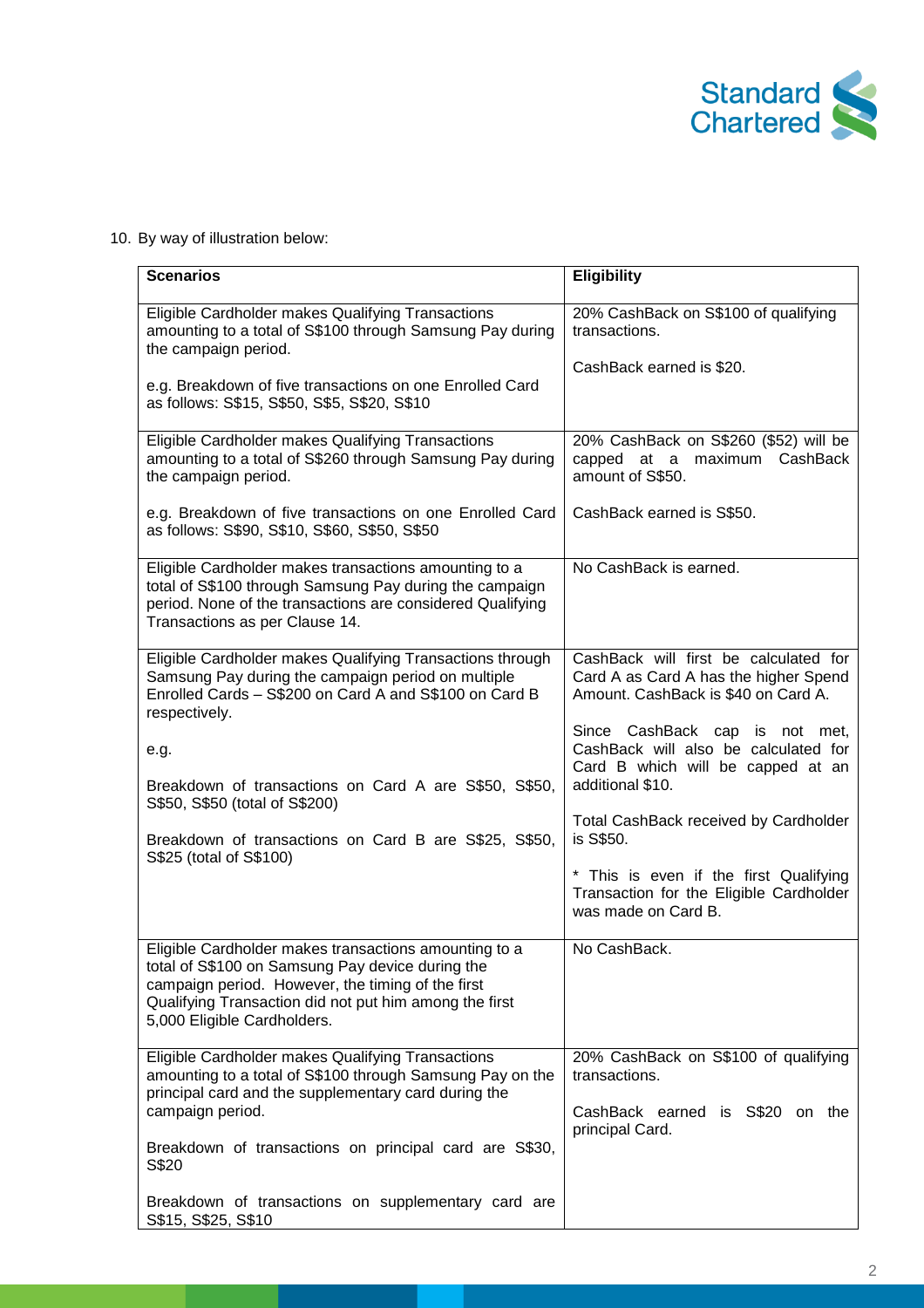10. By way of illustration below:

| Scenarios | Eligibility |
|---|---|
| Eligible Cardholder makes Qualifying Transactions amounting to a total of S$100 through Samsung Pay during the campaign period.<br><br>e.g. Breakdown of five transactions on one Enrolled Card as follows: S$15, S$50, S$5, S$20, S$10 | 20% CashBack on S$100 of qualifying transactions.<br><br>CashBack earned is $20. |
| Eligible Cardholder makes Qualifying Transactions amounting to a total of S$260 through Samsung Pay during the campaign period.<br><br>e.g. Breakdown of five transactions on one Enrolled Card as follows: S$90, S$10, S$60, S$50, S$50 | 20% CashBack on S$260 ($52) will be capped at a maximum CashBack amount of S$50.<br><br>CashBack earned is S$50. |
| Eligible Cardholder makes transactions amounting to a total of S$100 through Samsung Pay during the campaign period. None of the transactions are considered Qualifying Transactions as per Clause 14. | No CashBack is earned. |
| Eligible Cardholder makes Qualifying Transactions through Samsung Pay during the campaign period on multiple Enrolled Cards – S$200 on Card A and S$100 on Card B respectively.<br><br>e.g.<br><br>Breakdown of transactions on Card A are S$50, S$50, S$50, S$50 (total of S$200)<br><br>Breakdown of transactions on Card B are S$25, S$50, S$25 (total of S$100) | CashBack will first be calculated for Card A as Card A has the higher Spend Amount. CashBack is $40 on Card A.<br><br>Since CashBack cap is not met, CashBack will also be calculated for Card B which will be capped at an additional $10.<br><br>Total CashBack received by Cardholder is S$50.<br><br>* This is even if the first Qualifying Transaction for the Eligible Cardholder was made on Card B. |
| Eligible Cardholder makes transactions amounting to a total of S$100 on Samsung Pay device during the campaign period. However, the timing of the first Qualifying Transaction did not put him among the first 5,000 Eligible Cardholders. | No CashBack. |
| Eligible Cardholder makes Qualifying Transactions amounting to a total of S$100 through Samsung Pay on the principal card and the supplementary card during the campaign period.<br><br>Breakdown of transactions on principal card are S$30, S$20<br><br>Breakdown of transactions on supplementary card are S$15, S$25, S$10 | 20% CashBack on S$100 of qualifying transactions.<br><br>CashBack earned is S$20 on the principal Card. |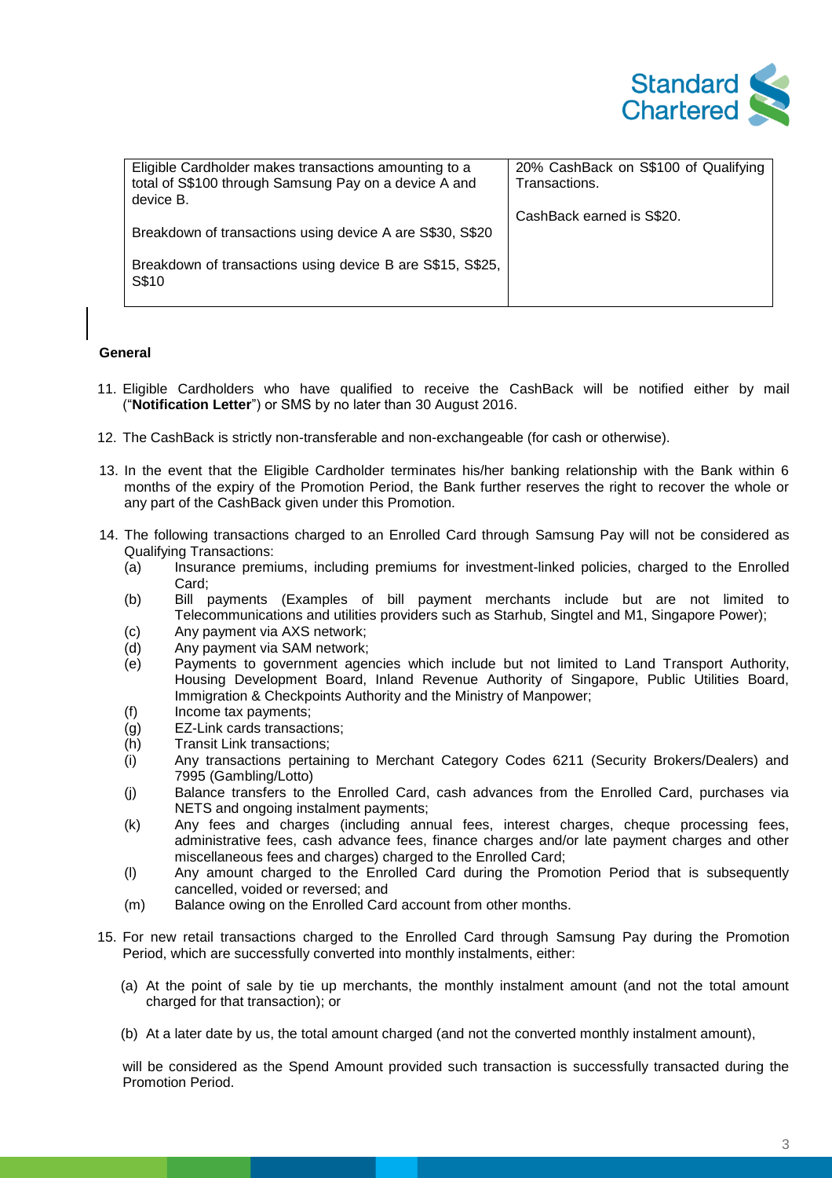| Eligible Cardholder makes transactions amounting to a total of S$100 through Samsung Pay on a device A and device B.<br><br>Breakdown of transactions using device A are S$30, S$20<br><br>Breakdown of transactions using device B are S$15, S$25, S$10 | 20% CashBack on S$100 of Qualifying Transactions.<br><br>CashBack earned is S$20. |
|---|---|

**General**

11. Eligible Cardholders who have qualified to receive the CashBack will be notified either by mail ("**Notification Letter**") or SMS by no later than 30 August 2016.

12. The CashBack is strictly non-transferable and non-exchangeable (for cash or otherwise).

13. In the event that the Eligible Cardholder terminates his/her banking relationship with the Bank within 6 months of the expiry of the Promotion Period, the Bank further reserves the right to recover the whole or any part of the CashBack given under this Promotion.

14. The following transactions charged to an Enrolled Card through Samsung Pay will not be considered as Qualifying Transactions:
    - (a) Insurance premiums, including premiums for investment-linked policies, charged to the Enrolled Card;
    - (b) Bill payments (Examples of bill payment merchants include but are not limited to Telecommunications and utilities providers such as Starhub, Singtel and M1, Singapore Power);
    - (c) Any payment via AXS network;
    - (d) Any payment via SAM network;
    - (e) Payments to government agencies which include but not limited to Land Transport Authority, Housing Development Board, Inland Revenue Authority of Singapore, Public Utilities Board, Immigration & Checkpoints Authority and the Ministry of Manpower;
    - (f) Income tax payments;
    - (g) EZ-Link cards transactions;
    - (h) Transit Link transactions;
    - (i) Any transactions pertaining to Merchant Category Codes 6211 (Security Brokers/Dealers) and 7995 (Gambling/Lotto)
    - (j) Balance transfers to the Enrolled Card, cash advances from the Enrolled Card, purchases via NETS and ongoing instalment payments;
    - (k) Any fees and charges (including annual fees, interest charges, cheque processing fees, administrative fees, cash advance fees, finance charges and/or late payment charges and other miscellaneous fees and charges) charged to the Enrolled Card;
    - (l) Any amount charged to the Enrolled Card during the Promotion Period that is subsequently cancelled, voided or reversed; and
    - (m) Balance owing on the Enrolled Card account from other months.

15. For new retail transactions charged to the Enrolled Card through Samsung Pay during the Promotion Period, which are successfully converted into monthly instalments, either:

    (a) At the point of sale by tie up merchants, the monthly instalment amount (and not the total amount charged for that transaction); or

    (b) At a later date by us, the total amount charged (and not the converted monthly instalment amount),

    will be considered as the Spend Amount provided such transaction is successfully transacted during the Promotion Period.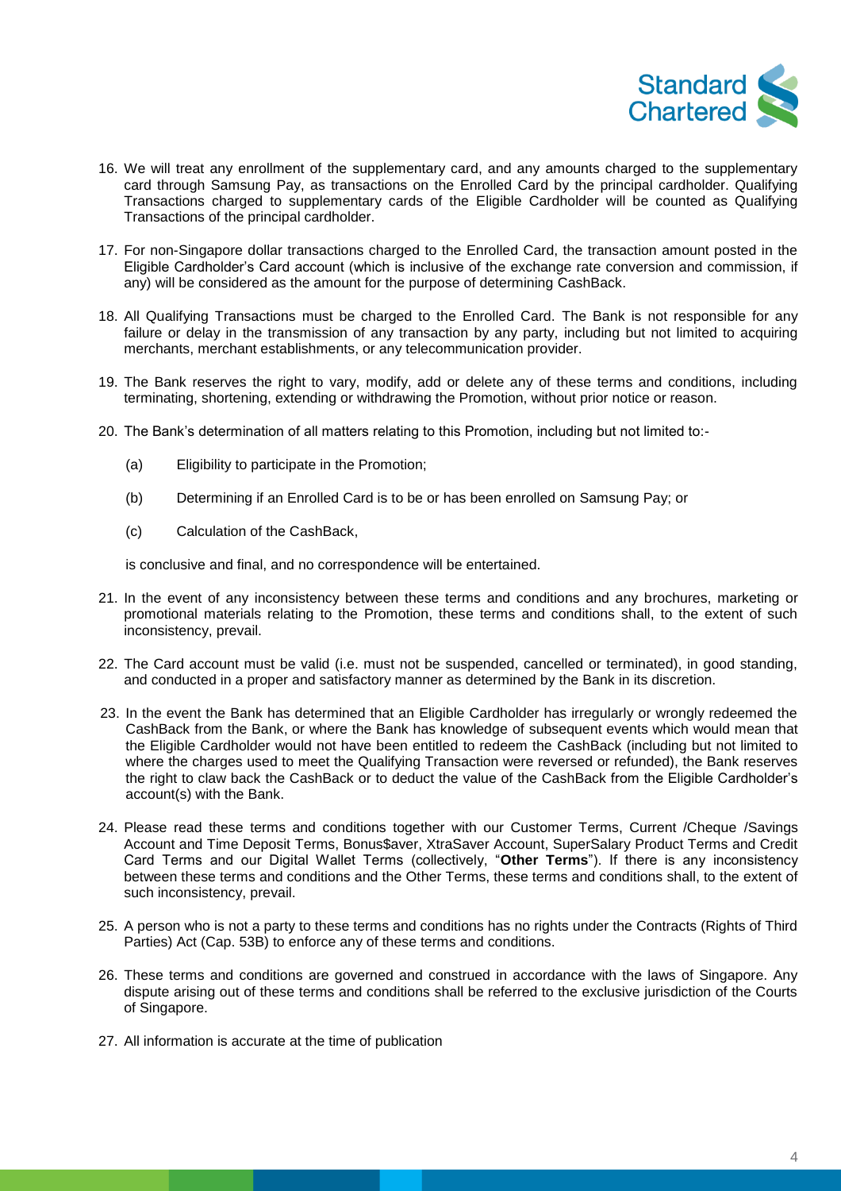16. We will treat any enrollment of the supplementary card, and any amounts charged to the supplementary card through Samsung Pay, as transactions on the Enrolled Card by the principal cardholder. Qualifying Transactions charged to supplementary cards of the Eligible Cardholder will be counted as Qualifying Transactions of the principal cardholder.

17. For non-Singapore dollar transactions charged to the Enrolled Card, the transaction amount posted in the Eligible Cardholder's Card account (which is inclusive of the exchange rate conversion and commission, if any) will be considered as the amount for the purpose of determining CashBack.

18. All Qualifying Transactions must be charged to the Enrolled Card. The Bank is not responsible for any failure or delay in the transmission of any transaction by any party, including but not limited to acquiring merchants, merchant establishments, or any telecommunication provider.

19. The Bank reserves the right to vary, modify, add or delete any of these terms and conditions, including terminating, shortening, extending or withdrawing the Promotion, without prior notice or reason.

20. The Bank's determination of all matters relating to this Promotion, including but not limited to:-

    (a) Eligibility to participate in the Promotion;

    (b) Determining if an Enrolled Card is to be or has been enrolled on Samsung Pay; or

    (c) Calculation of the CashBack,

    is conclusive and final, and no correspondence will be entertained.

21. In the event of any inconsistency between these terms and conditions and any brochures, marketing or promotional materials relating to the Promotion, these terms and conditions shall, to the extent of such inconsistency, prevail.

22. The Card account must be valid (i.e. must not be suspended, cancelled or terminated), in good standing, and conducted in a proper and satisfactory manner as determined by the Bank in its discretion.

23. In the event the Bank has determined that an Eligible Cardholder has irregularly or wrongly redeemed the CashBack from the Bank, or where the Bank has knowledge of subsequent events which would mean that the Eligible Cardholder would not have been entitled to redeem the CashBack (including but not limited to where the charges used to meet the Qualifying Transaction were reversed or refunded), the Bank reserves the right to claw back the CashBack or to deduct the value of the CashBack from the Eligible Cardholder's account(s) with the Bank.

24. Please read these terms and conditions together with our Customer Terms, Current /Cheque /Savings Account and Time Deposit Terms, Bonus$aver, XtraSaver Account, SuperSalary Product Terms and Credit Card Terms and our Digital Wallet Terms (collectively, "**Other Terms**"). If there is any inconsistency between these terms and conditions and the Other Terms, these terms and conditions shall, to the extent of such inconsistency, prevail.

25. A person who is not a party to these terms and conditions has no rights under the Contracts (Rights of Third Parties) Act (Cap. 53B) to enforce any of these terms and conditions.

26. These terms and conditions are governed and construed in accordance with the laws of Singapore. Any dispute arising out of these terms and conditions shall be referred to the exclusive jurisdiction of the Courts of Singapore.

27. All information is accurate at the time of publication